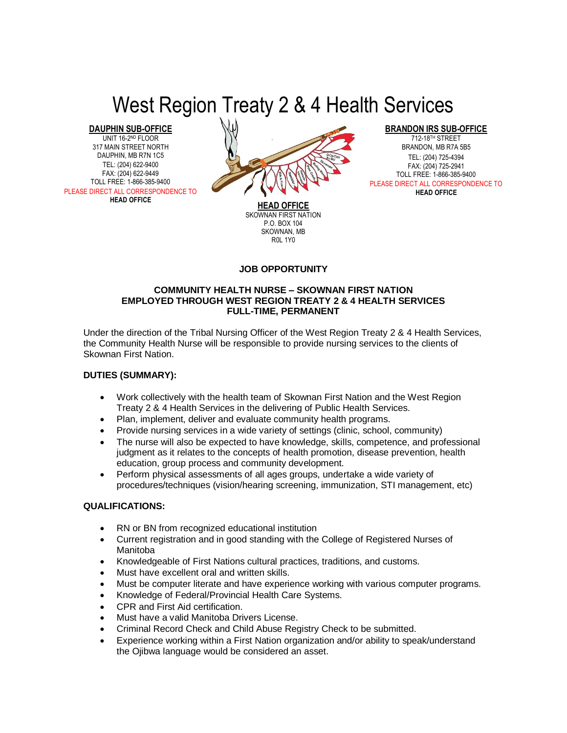# West Region Treaty 2 & 4 Health Services

**DAUPHIN SUB-OFFICE**
UNIT 16-2ND FLOOR
317 MAIN STREET NORTH
DAUPHIN, MB R7N 1C5
TEL: (204) 622-9400
FAX: (204) 622-9449
TOLL FREE: 1-866-385-9400
PLEASE DIRECT ALL CORRESPONDENCE TO
**HEAD OFFICE**

**HEAD OFFICE**
SKOWNAN FIRST NATION
P.O. BOX 104
SKOWNAN, MB
R0L 1Y0

**BRANDON IRS SUB-OFFICE**
712-18TH STREET
BRANDON, MB R7A 5B5
TEL: (204) 725-4394
FAX: (204) 725-2941
TOLL FREE: 1-866-385-9400
PLEASE DIRECT ALL CORRESPONDENCE TO
**HEAD OFFICE**

**JOB OPPORTUNITY**

**COMMUNITY HEALTH NURSE – SKOWNAN FIRST NATION**
**EMPLOYED THROUGH WEST REGION TREATY 2 & 4 HEALTH SERVICES**
**FULL-TIME, PERMANENT**

Under the direction of the Tribal Nursing Officer of the West Region Treaty 2 & 4 Health Services, the Community Health Nurse will be responsible to provide nursing services to the clients of Skownan First Nation.

**DUTIES (SUMMARY):**

- Work collectively with the health team of Skownan First Nation and the West Region Treaty 2 & 4 Health Services in the delivering of Public Health Services.
- Plan, implement, deliver and evaluate community health programs.
- Provide nursing services in a wide variety of settings (clinic, school, community)
- The nurse will also be expected to have knowledge, skills, competence, and professional judgment as it relates to the concepts of health promotion, disease prevention, health education, group process and community development.
- Perform physical assessments of all ages groups, undertake a wide variety of procedures/techniques (vision/hearing screening, immunization, STI management, etc)

**QUALIFICATIONS:**

- RN or BN from recognized educational institution
- Current registration and in good standing with the College of Registered Nurses of Manitoba
- Knowledgeable of First Nations cultural practices, traditions, and customs.
- Must have excellent oral and written skills.
- Must be computer literate and have experience working with various computer programs.
- Knowledge of Federal/Provincial Health Care Systems.
- CPR and First Aid certification.
- Must have a valid Manitoba Drivers License.
- Criminal Record Check and Child Abuse Registry Check to be submitted.
- Experience working within a First Nation organization and/or ability to speak/understand the Ojibwa language would be considered an asset.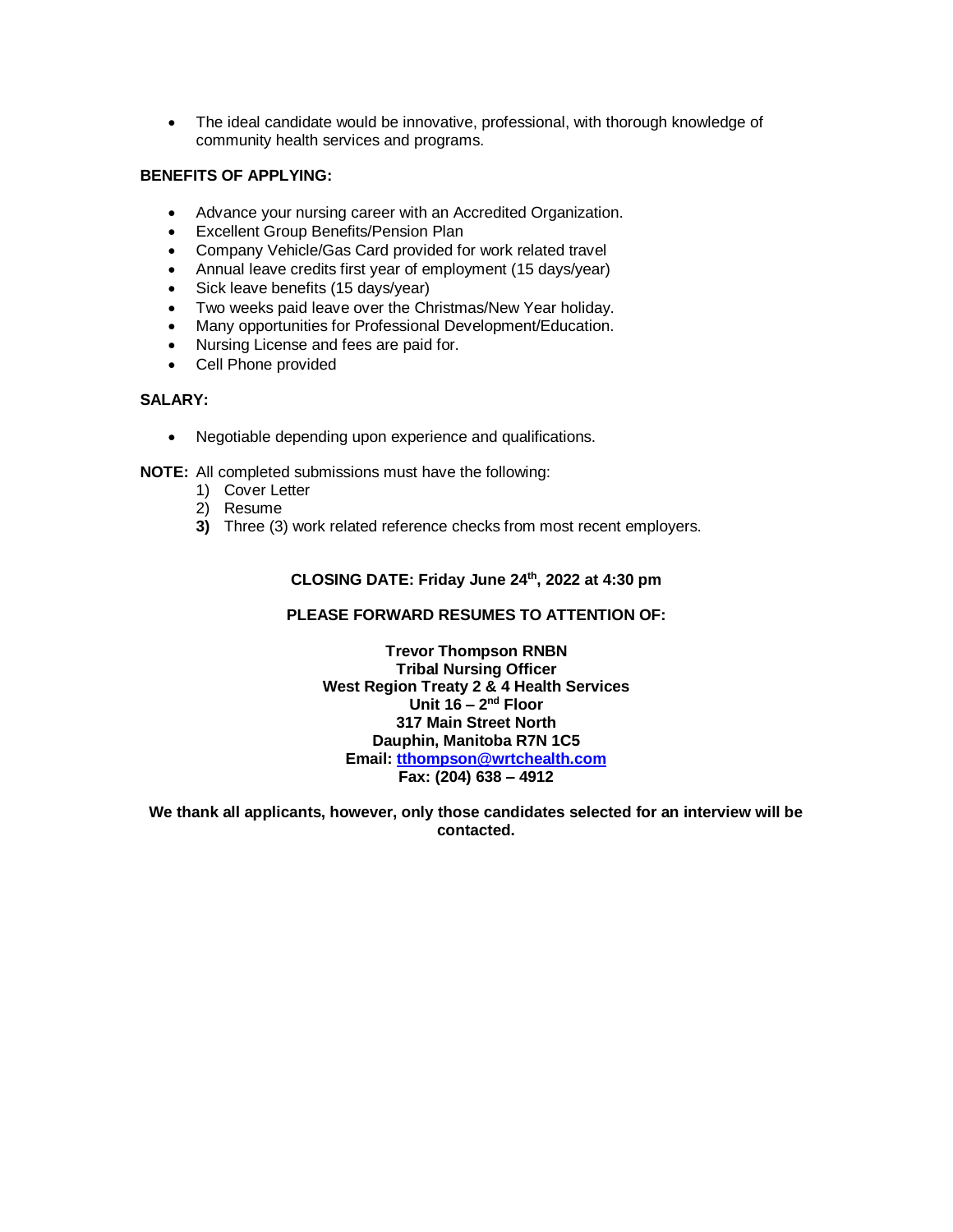- The ideal candidate would be innovative, professional, with thorough knowledge of community health services and programs.

**BENEFITS OF APPLYING:**

- Advance your nursing career with an Accredited Organization.
- Excellent Group Benefits/Pension Plan
- Company Vehicle/Gas Card provided for work related travel
- Annual leave credits first year of employment (15 days/year)
- Sick leave benefits (15 days/year)
- Two weeks paid leave over the Christmas/New Year holiday.
- Many opportunities for Professional Development/Education.
- Nursing License and fees are paid for.
- Cell Phone provided

**SALARY:**

- Negotiable depending upon experience and qualifications.

**NOTE:** All completed submissions must have the following:

1) Cover Letter
2) Resume
3) Three (3) work related reference checks from most recent employers.

**CLOSING DATE: Friday June 24th, 2022 at 4:30 pm**

**PLEASE FORWARD RESUMES TO ATTENTION OF:**

**Trevor Thompson RNBN**
**Tribal Nursing Officer**
**West Region Treaty 2 & 4 Health Services**
**Unit 16 – 2nd Floor**
**317 Main Street North**
**Dauphin, Manitoba R7N 1C5**
**Email: tthompson@wrtchealth.com**
**Fax: (204) 638 – 4912**

**We thank all applicants, however, only those candidates selected for an interview will be contacted.**